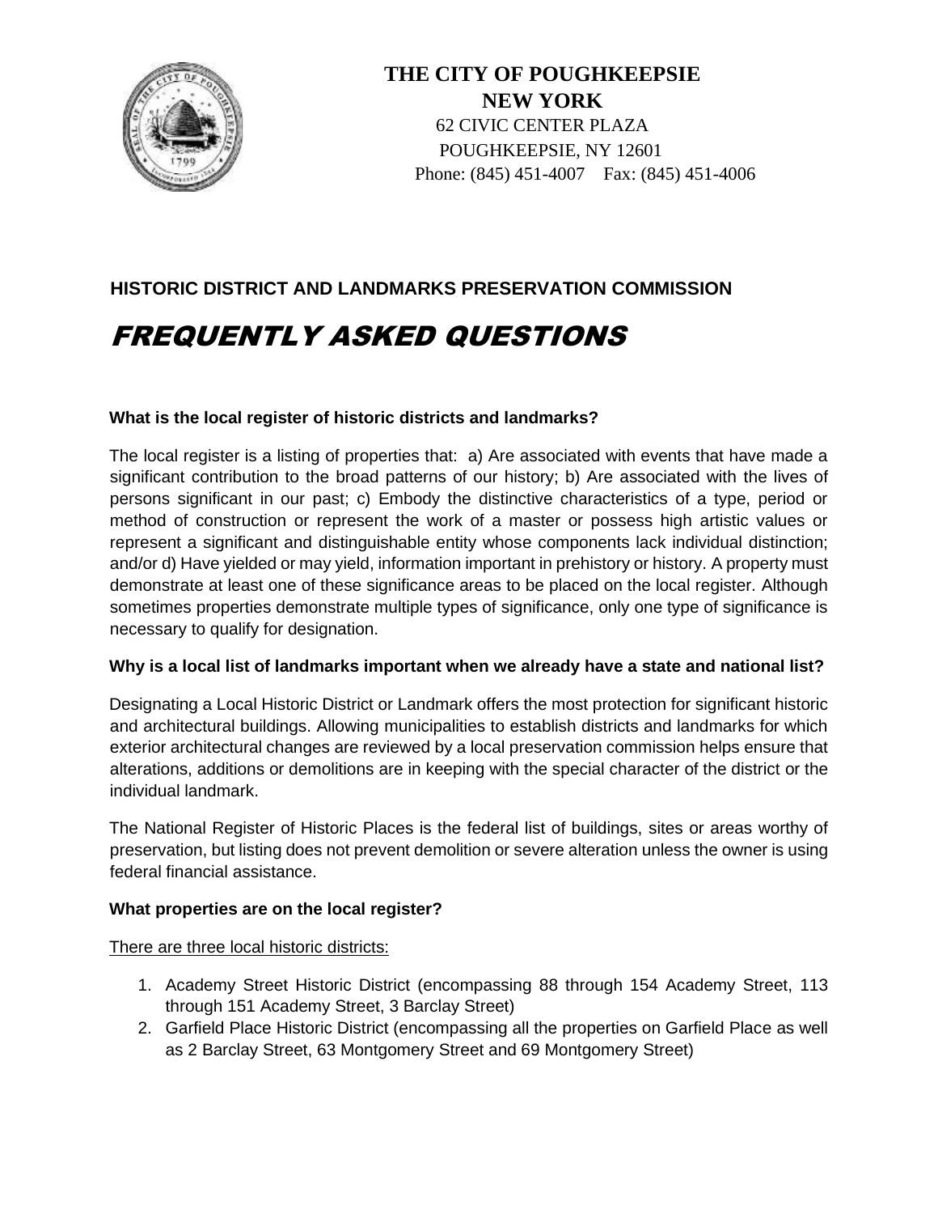# THE CITY OF POUGHKEEPSIE
## NEW YORK

62 CIVIC CENTER PLAZA
POUGHKEEPSIE, NY 12601
Phone: (845) 451-4007 Fax: (845) 451-4006

## HISTORIC DISTRICT AND LANDMARKS PRESERVATION COMMISSION

# *FREQUENTLY ASKED QUESTIONS*

**What is the local register of historic districts and landmarks?**

The local register is a listing of properties that: a) Are associated with events that have made a significant contribution to the broad patterns of our history; b) Are associated with the lives of persons significant in our past; c) Embody the distinctive characteristics of a type, period or method of construction or represent the work of a master or possess high artistic values or represent a significant and distinguishable entity whose components lack individual distinction; and/or d) Have yielded or may yield, information important in prehistory or history. A property must demonstrate at least one of these significance areas to be placed on the local register. Although sometimes properties demonstrate multiple types of significance, only one type of significance is necessary to qualify for designation.

**Why is a local list of landmarks important when we already have a state and national list?**

Designating a Local Historic District or Landmark offers the most protection for significant historic and architectural buildings. Allowing municipalities to establish districts and landmarks for which exterior architectural changes are reviewed by a local preservation commission helps ensure that alterations, additions or demolitions are in keeping with the special character of the district or the individual landmark.

The National Register of Historic Places is the federal list of buildings, sites or areas worthy of preservation, but listing does not prevent demolition or severe alteration unless the owner is using federal financial assistance.

**What properties are on the local register?**

There are three local historic districts:

1. Academy Street Historic District (encompassing 88 through 154 Academy Street, 113 through 151 Academy Street, 3 Barclay Street)
2. Garfield Place Historic District (encompassing all the properties on Garfield Place as well as 2 Barclay Street, 63 Montgomery Street and 69 Montgomery Street)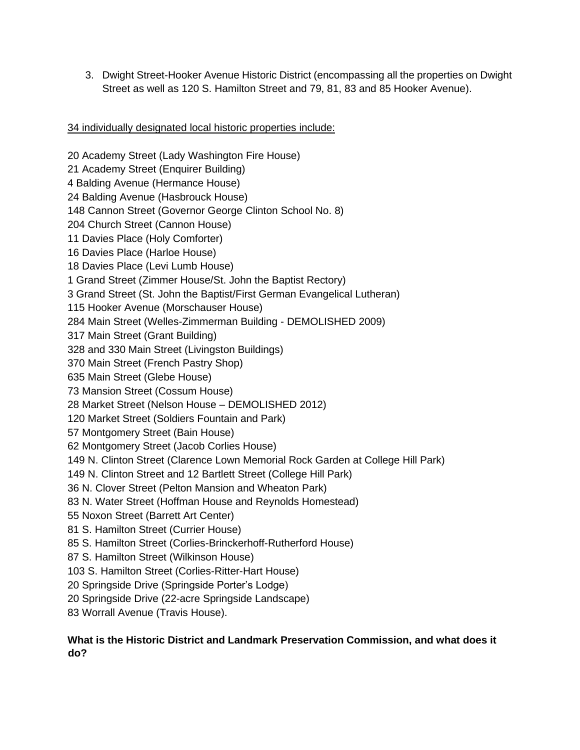3. Dwight Street-Hooker Avenue Historic District (encompassing all the properties on Dwight Street as well as 120 S. Hamilton Street and 79, 81, 83 and 85 Hooker Avenue).

<u>34 individually designated local historic properties include:</u>

20 Academy Street (Lady Washington Fire House)
21 Academy Street (Enquirer Building)
4 Balding Avenue (Hermance House)
24 Balding Avenue (Hasbrouck House)
148 Cannon Street (Governor George Clinton School No. 8)
204 Church Street (Cannon House)
11 Davies Place (Holy Comforter)
16 Davies Place (Harloe House)
18 Davies Place (Levi Lumb House)
1 Grand Street (Zimmer House/St. John the Baptist Rectory)
3 Grand Street (St. John the Baptist/First German Evangelical Lutheran)
115 Hooker Avenue (Morschauser House)
284 Main Street (Welles-Zimmerman Building - DEMOLISHED 2009)
317 Main Street (Grant Building)
328 and 330 Main Street (Livingston Buildings)
370 Main Street (French Pastry Shop)
635 Main Street (Glebe House)
73 Mansion Street (Cossum House)
28 Market Street (Nelson House – DEMOLISHED 2012)
120 Market Street (Soldiers Fountain and Park)
57 Montgomery Street (Bain House)
62 Montgomery Street (Jacob Corlies House)
149 N. Clinton Street (Clarence Lown Memorial Rock Garden at College Hill Park)
149 N. Clinton Street and 12 Bartlett Street (College Hill Park)
36 N. Clover Street (Pelton Mansion and Wheaton Park)
83 N. Water Street (Hoffman House and Reynolds Homestead)
55 Noxon Street (Barrett Art Center)
81 S. Hamilton Street (Currier House)
85 S. Hamilton Street (Corlies-Brinckerhoff-Rutherford House)
87 S. Hamilton Street (Wilkinson House)
103 S. Hamilton Street (Corlies-Ritter-Hart House)
20 Springside Drive (Springside Porter's Lodge)
20 Springside Drive (22-acre Springside Landscape)
83 Worrall Avenue (Travis House).

**What is the Historic District and Landmark Preservation Commission, and what does it do?**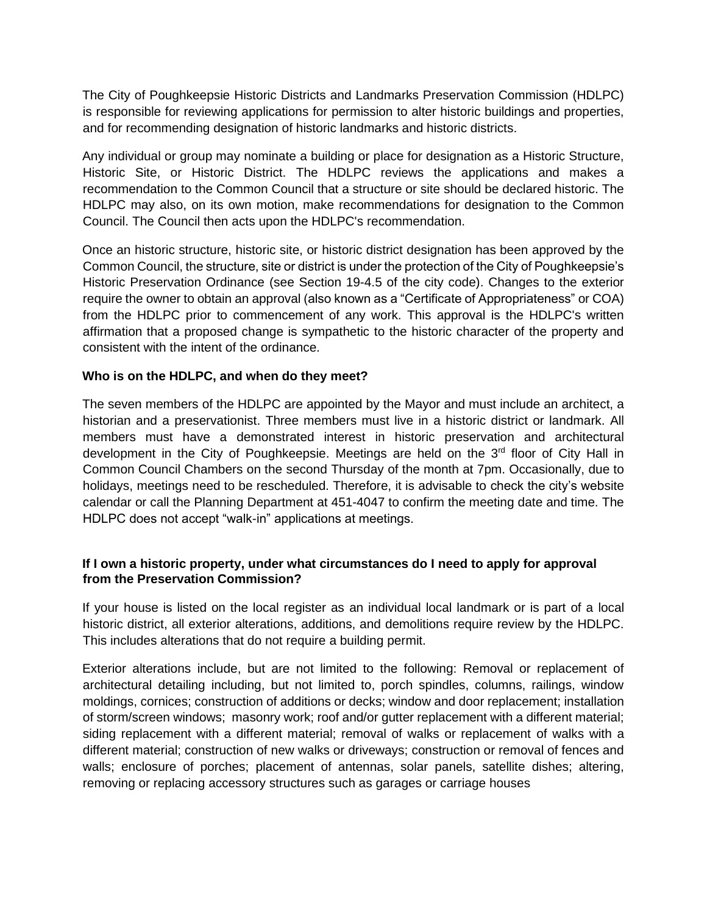The City of Poughkeepsie Historic Districts and Landmarks Preservation Commission (HDLPC) is responsible for reviewing applications for permission to alter historic buildings and properties, and for recommending designation of historic landmarks and historic districts.

Any individual or group may nominate a building or place for designation as a Historic Structure, Historic Site, or Historic District. The HDLPC reviews the applications and makes a recommendation to the Common Council that a structure or site should be declared historic. The HDLPC may also, on its own motion, make recommendations for designation to the Common Council. The Council then acts upon the HDLPC's recommendation.

Once an historic structure, historic site, or historic district designation has been approved by the Common Council, the structure, site or district is under the protection of the City of Poughkeepsie's Historic Preservation Ordinance (see Section 19-4.5 of the city code). Changes to the exterior require the owner to obtain an approval (also known as a "Certificate of Appropriateness" or COA) from the HDLPC prior to commencement of any work. This approval is the HDLPC's written affirmation that a proposed change is sympathetic to the historic character of the property and consistent with the intent of the ordinance.

**Who is on the HDLPC, and when do they meet?**

The seven members of the HDLPC are appointed by the Mayor and must include an architect, a historian and a preservationist. Three members must live in a historic district or landmark. All members must have a demonstrated interest in historic preservation and architectural development in the City of Poughkeepsie. Meetings are held on the 3rd floor of City Hall in Common Council Chambers on the second Thursday of the month at 7pm. Occasionally, due to holidays, meetings need to be rescheduled. Therefore, it is advisable to check the city's website calendar or call the Planning Department at 451-4047 to confirm the meeting date and time. The HDLPC does not accept "walk-in" applications at meetings.

**If I own a historic property, under what circumstances do I need to apply for approval from the Preservation Commission?**

If your house is listed on the local register as an individual local landmark or is part of a local historic district, all exterior alterations, additions, and demolitions require review by the HDLPC. This includes alterations that do not require a building permit.

Exterior alterations include, but are not limited to the following: Removal or replacement of architectural detailing including, but not limited to, porch spindles, columns, railings, window moldings, cornices; construction of additions or decks; window and door replacement; installation of storm/screen windows; masonry work; roof and/or gutter replacement with a different material; siding replacement with a different material; removal of walks or replacement of walks with a different material; construction of new walks or driveways; construction or removal of fences and walls; enclosure of porches; placement of antennas, solar panels, satellite dishes; altering, removing or replacing accessory structures such as garages or carriage houses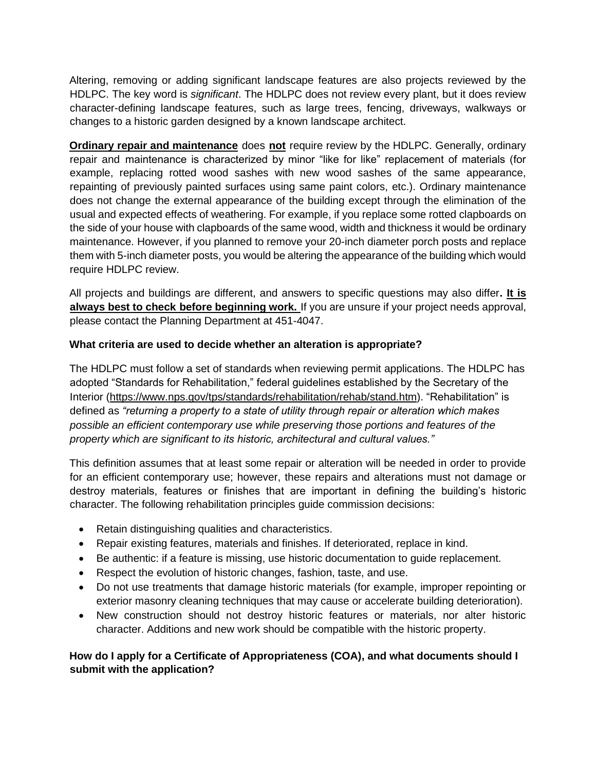Altering, removing or adding significant landscape features are also projects reviewed by the HDLPC. The key word is *significant*. The HDLPC does not review every plant, but it does review character-defining landscape features, such as large trees, fencing, driveways, walkways or changes to a historic garden designed by a known landscape architect.

**Ordinary repair and maintenance** does **not** require review by the HDLPC. Generally, ordinary repair and maintenance is characterized by minor "like for like" replacement of materials (for example, replacing rotted wood sashes with new wood sashes of the same appearance, repainting of previously painted surfaces using same paint colors, etc.). Ordinary maintenance does not change the external appearance of the building except through the elimination of the usual and expected effects of weathering. For example, if you replace some rotted clapboards on the side of your house with clapboards of the same wood, width and thickness it would be ordinary maintenance. However, if you planned to remove your 20-inch diameter porch posts and replace them with 5-inch diameter posts, you would be altering the appearance of the building which would require HDLPC review.

All projects and buildings are different, and answers to specific questions may also differ**. It is always best to check before beginning work.** If you are unsure if your project needs approval, please contact the Planning Department at 451-4047.

**What criteria are used to decide whether an alteration is appropriate?**

The HDLPC must follow a set of standards when reviewing permit applications. The HDLPC has adopted "Standards for Rehabilitation," federal guidelines established by the Secretary of the Interior (https://www.nps.gov/tps/standards/rehabilitation/rehab/stand.htm). "Rehabilitation" is defined as *"returning a property to a state of utility through repair or alteration which makes possible an efficient contemporary use while preserving those portions and features of the property which are significant to its historic, architectural and cultural values."*

This definition assumes that at least some repair or alteration will be needed in order to provide for an efficient contemporary use; however, these repairs and alterations must not damage or destroy materials, features or finishes that are important in defining the building's historic character. The following rehabilitation principles guide commission decisions:

- Retain distinguishing qualities and characteristics.
- Repair existing features, materials and finishes. If deteriorated, replace in kind.
- Be authentic: if a feature is missing, use historic documentation to guide replacement.
- Respect the evolution of historic changes, fashion, taste, and use.
- Do not use treatments that damage historic materials (for example, improper repointing or exterior masonry cleaning techniques that may cause or accelerate building deterioration).
- New construction should not destroy historic features or materials, nor alter historic character. Additions and new work should be compatible with the historic property.

**How do I apply for a Certificate of Appropriateness (COA), and what documents should I submit with the application?**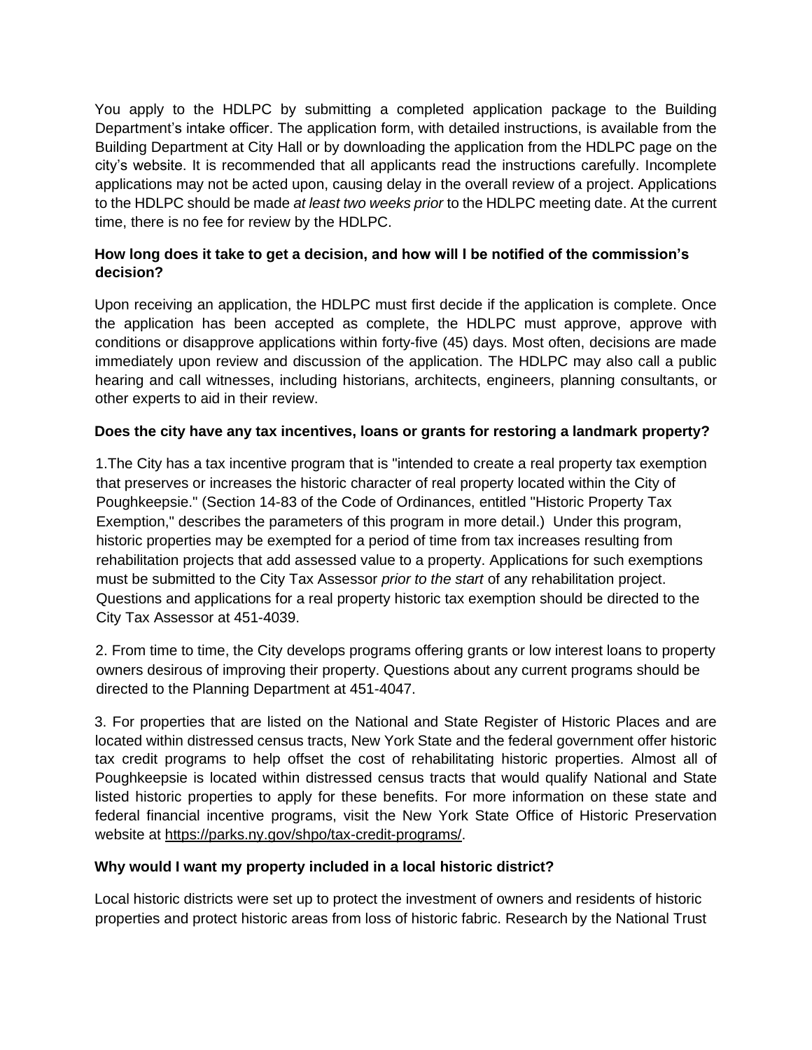You apply to the HDLPC by submitting a completed application package to the Building Department's intake officer. The application form, with detailed instructions, is available from the Building Department at City Hall or by downloading the application from the HDLPC page on the city's website. It is recommended that all applicants read the instructions carefully. Incomplete applications may not be acted upon, causing delay in the overall review of a project. Applications to the HDLPC should be made *at least two weeks prior* to the HDLPC meeting date. At the current time, there is no fee for review by the HDLPC.

**How long does it take to get a decision, and how will I be notified of the commission's decision?**

Upon receiving an application, the HDLPC must first decide if the application is complete. Once the application has been accepted as complete, the HDLPC must approve, approve with conditions or disapprove applications within forty-five (45) days. Most often, decisions are made immediately upon review and discussion of the application. The HDLPC may also call a public hearing and call witnesses, including historians, architects, engineers, planning consultants, or other experts to aid in their review.

**Does the city have any tax incentives, loans or grants for restoring a landmark property?**

1. The City has a tax incentive program that is "intended to create a real property tax exemption that preserves or increases the historic character of real property located within the City of Poughkeepsie." (Section 14-83 of the Code of Ordinances, entitled "Historic Property Tax Exemption," describes the parameters of this program in more detail.) Under this program, historic properties may be exempted for a period of time from tax increases resulting from rehabilitation projects that add assessed value to a property. Applications for such exemptions must be submitted to the City Tax Assessor *prior to the start* of any rehabilitation project. Questions and applications for a real property historic tax exemption should be directed to the City Tax Assessor at 451-4039.

2. From time to time, the City develops programs offering grants or low interest loans to property owners desirous of improving their property. Questions about any current programs should be directed to the Planning Department at 451-4047.

3. For properties that are listed on the National and State Register of Historic Places and are located within distressed census tracts, New York State and the federal government offer historic tax credit programs to help offset the cost of rehabilitating historic properties. Almost all of Poughkeepsie is located within distressed census tracts that would qualify National and State listed historic properties to apply for these benefits. For more information on these state and federal financial incentive programs, visit the New York State Office of Historic Preservation website at https://parks.ny.gov/shpo/tax-credit-programs/.

**Why would I want my property included in a local historic district?**

Local historic districts were set up to protect the investment of owners and residents of historic properties and protect historic areas from loss of historic fabric. Research by the National Trust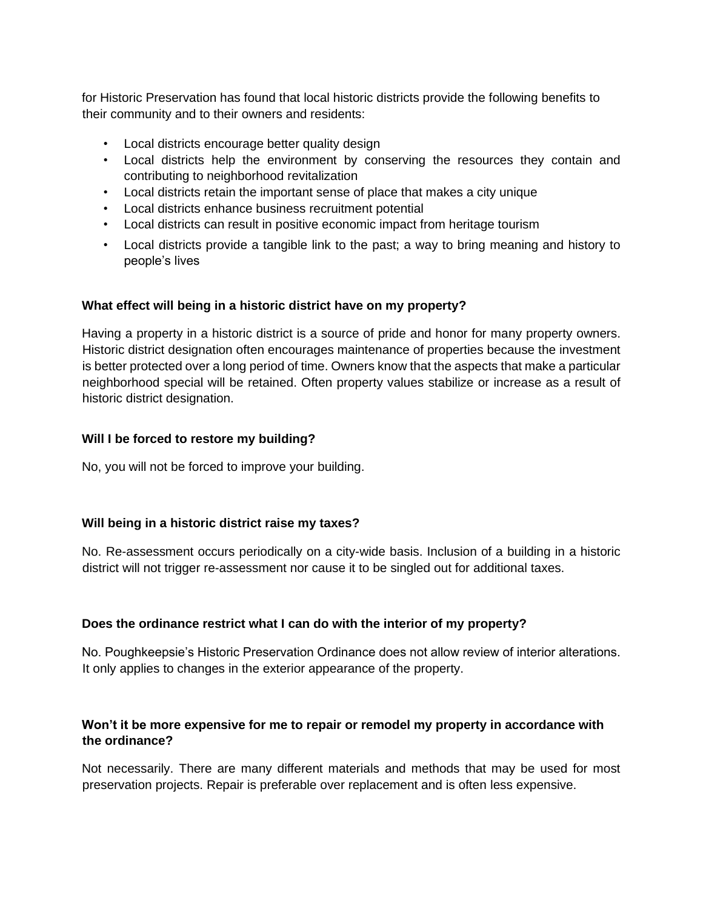for Historic Preservation has found that local historic districts provide the following benefits to their community and to their owners and residents:

- Local districts encourage better quality design
- Local districts help the environment by conserving the resources they contain and contributing to neighborhood revitalization
- Local districts retain the important sense of place that makes a city unique
- Local districts enhance business recruitment potential
- Local districts can result in positive economic impact from heritage tourism
- Local districts provide a tangible link to the past; a way to bring meaning and history to people's lives

**What effect will being in a historic district have on my property?**

Having a property in a historic district is a source of pride and honor for many property owners. Historic district designation often encourages maintenance of properties because the investment is better protected over a long period of time. Owners know that the aspects that make a particular neighborhood special will be retained. Often property values stabilize or increase as a result of historic district designation.

**Will I be forced to restore my building?**

No, you will not be forced to improve your building.

**Will being in a historic district raise my taxes?**

No. Re-assessment occurs periodically on a city-wide basis. Inclusion of a building in a historic district will not trigger re-assessment nor cause it to be singled out for additional taxes.

**Does the ordinance restrict what I can do with the interior of my property?**

No. Poughkeepsie's Historic Preservation Ordinance does not allow review of interior alterations. It only applies to changes in the exterior appearance of the property.

**Won't it be more expensive for me to repair or remodel my property in accordance with the ordinance?**

Not necessarily. There are many different materials and methods that may be used for most preservation projects. Repair is preferable over replacement and is often less expensive.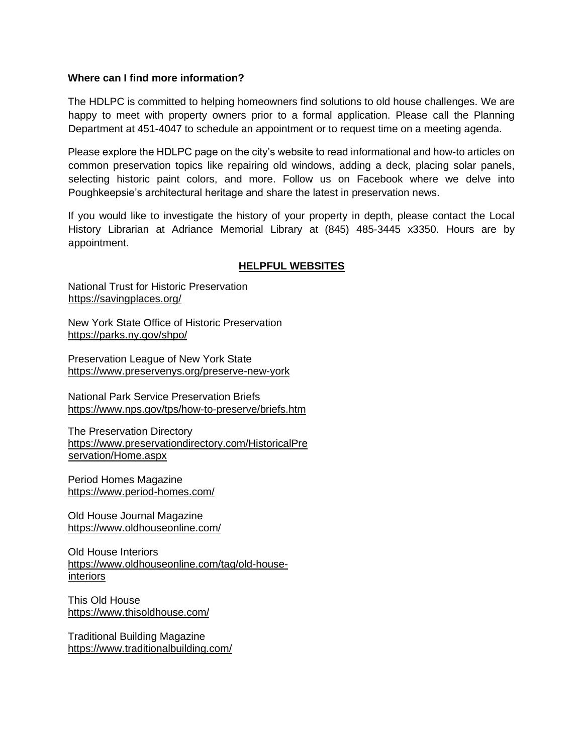**Where can I find more information?**

The HDLPC is committed to helping homeowners find solutions to old house challenges. We are happy to meet with property owners prior to a formal application. Please call the Planning Department at 451-4047 to schedule an appointment or to request time on a meeting agenda.

Please explore the HDLPC page on the city's website to read informational and how-to articles on common preservation topics like repairing old windows, adding a deck, placing solar panels, selecting historic paint colors, and more. Follow us on Facebook where we delve into Poughkeepsie's architectural heritage and share the latest in preservation news.

If you would like to investigate the history of your property in depth, please contact the Local History Librarian at Adriance Memorial Library at (845) 485-3445 x3350. Hours are by appointment.

## HELPFUL WEBSITES

National Trust for Historic Preservation
https://savingplaces.org/

New York State Office of Historic Preservation
https://parks.ny.gov/shpo/

Preservation League of New York State
https://www.preservenys.org/preserve-new-york

National Park Service Preservation Briefs
https://www.nps.gov/tps/how-to-preserve/briefs.htm

The Preservation Directory
https://www.preservationdirectory.com/HistoricalPreservation/Home.aspx

Period Homes Magazine
https://www.period-homes.com/

Old House Journal Magazine
https://www.oldhouseonline.com/

Old House Interiors
https://www.oldhouseonline.com/tag/old-house-interiors

This Old House
https://www.thisoldhouse.com/

Traditional Building Magazine
https://www.traditionalbuilding.com/